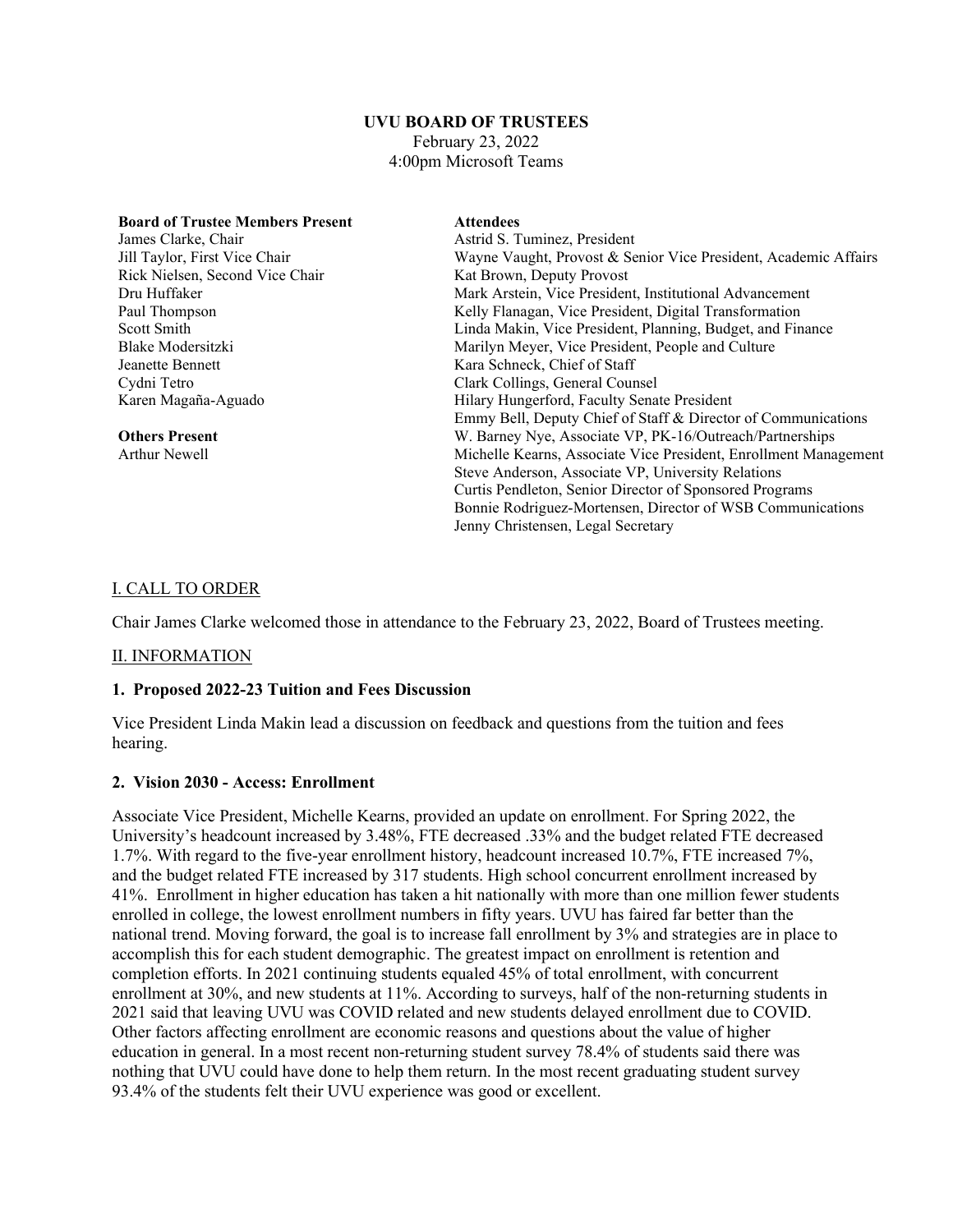**UVU BOARD OF TRUSTEES**
February 23, 2022
4:00pm Microsoft Teams

**Board of Trustee Members Present**
James Clarke, Chair
Jill Taylor, First Vice Chair
Rick Nielsen, Second Vice Chair
Dru Huffaker
Paul Thompson
Scott Smith
Blake Modersitzki
Jeanette Bennett
Cydni Tetro
Karen Magaña-Aguado

**Others Present**
Arthur Newell

**Attendees**
Astrid S. Tuminez, President
Wayne Vaught, Provost & Senior Vice President, Academic Affairs
Kat Brown, Deputy Provost
Mark Arstein, Vice President, Institutional Advancement
Kelly Flanagan, Vice President, Digital Transformation
Linda Makin, Vice President, Planning, Budget, and Finance
Marilyn Meyer, Vice President, People and Culture
Kara Schneck, Chief of Staff
Clark Collings, General Counsel
Hilary Hungerford, Faculty Senate President
Emmy Bell, Deputy Chief of Staff & Director of Communications
W. Barney Nye, Associate VP, PK-16/Outreach/Partnerships
Michelle Kearns, Associate Vice President, Enrollment Management
Steve Anderson, Associate VP, University Relations
Curtis Pendleton, Senior Director of Sponsored Programs
Bonnie Rodriguez-Mortensen, Director of WSB Communications
Jenny Christensen, Legal Secretary

## I. CALL TO ORDER

Chair James Clarke welcomed those in attendance to the February 23, 2022, Board of Trustees meeting.

## II. INFORMATION

### 1. Proposed 2022-23 Tuition and Fees Discussion

Vice President Linda Makin lead a discussion on feedback and questions from the tuition and fees hearing.

### 2. Vision 2030 - Access: Enrollment

Associate Vice President, Michelle Kearns, provided an update on enrollment. For Spring 2022, the University's headcount increased by 3.48%, FTE decreased .33% and the budget related FTE decreased 1.7%. With regard to the five-year enrollment history, headcount increased 10.7%, FTE increased 7%, and the budget related FTE increased by 317 students. High school concurrent enrollment increased by 41%. Enrollment in higher education has taken a hit nationally with more than one million fewer students enrolled in college, the lowest enrollment numbers in fifty years. UVU has faired far better than the national trend. Moving forward, the goal is to increase fall enrollment by 3% and strategies are in place to accomplish this for each student demographic. The greatest impact on enrollment is retention and completion efforts. In 2021 continuing students equaled 45% of total enrollment, with concurrent enrollment at 30%, and new students at 11%. According to surveys, half of the non-returning students in 2021 said that leaving UVU was COVID related and new students delayed enrollment due to COVID. Other factors affecting enrollment are economic reasons and questions about the value of higher education in general. In a most recent non-returning student survey 78.4% of students said there was nothing that UVU could have done to help them return. In the most recent graduating student survey 93.4% of the students felt their UVU experience was good or excellent.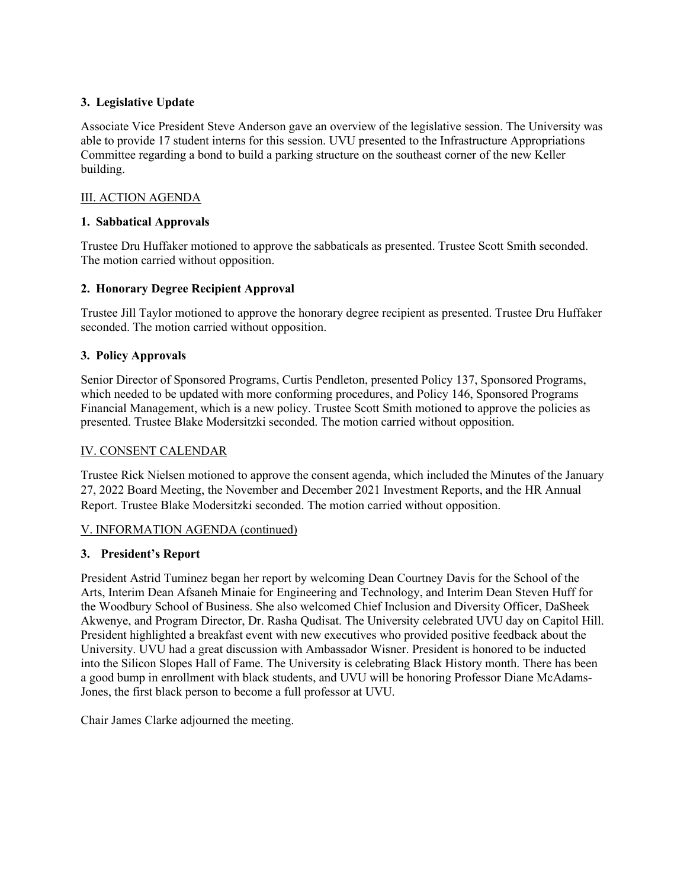### 3. Legislative Update

Associate Vice President Steve Anderson gave an overview of the legislative session. The University was able to provide 17 student interns for this session. UVU presented to the Infrastructure Appropriations Committee regarding a bond to build a parking structure on the southeast corner of the new Keller building.

## III. ACTION AGENDA

### 1. Sabbatical Approvals

Trustee Dru Huffaker motioned to approve the sabbaticals as presented. Trustee Scott Smith seconded. The motion carried without opposition.

### 2. Honorary Degree Recipient Approval

Trustee Jill Taylor motioned to approve the honorary degree recipient as presented. Trustee Dru Huffaker seconded. The motion carried without opposition.

### 3. Policy Approvals

Senior Director of Sponsored Programs, Curtis Pendleton, presented Policy 137, Sponsored Programs, which needed to be updated with more conforming procedures, and Policy 146, Sponsored Programs Financial Management, which is a new policy. Trustee Scott Smith motioned to approve the policies as presented. Trustee Blake Modersitzki seconded. The motion carried without opposition.

## IV. CONSENT CALENDAR

Trustee Rick Nielsen motioned to approve the consent agenda, which included the Minutes of the January 27, 2022 Board Meeting, the November and December 2021 Investment Reports, and the HR Annual Report. Trustee Blake Modersitzki seconded. The motion carried without opposition.

## V. INFORMATION AGENDA (continued)

### 3. President's Report

President Astrid Tuminez began her report by welcoming Dean Courtney Davis for the School of the Arts, Interim Dean Afsaneh Minaie for Engineering and Technology, and Interim Dean Steven Huff for the Woodbury School of Business. She also welcomed Chief Inclusion and Diversity Officer, DaSheek Akwenye, and Program Director, Dr. Rasha Qudisat. The University celebrated UVU day on Capitol Hill. President highlighted a breakfast event with new executives who provided positive feedback about the University. UVU had a great discussion with Ambassador Wisner. President is honored to be inducted into the Silicon Slopes Hall of Fame. The University is celebrating Black History month. There has been a good bump in enrollment with black students, and UVU will be honoring Professor Diane McAdams-Jones, the first black person to become a full professor at UVU.

Chair James Clarke adjourned the meeting.